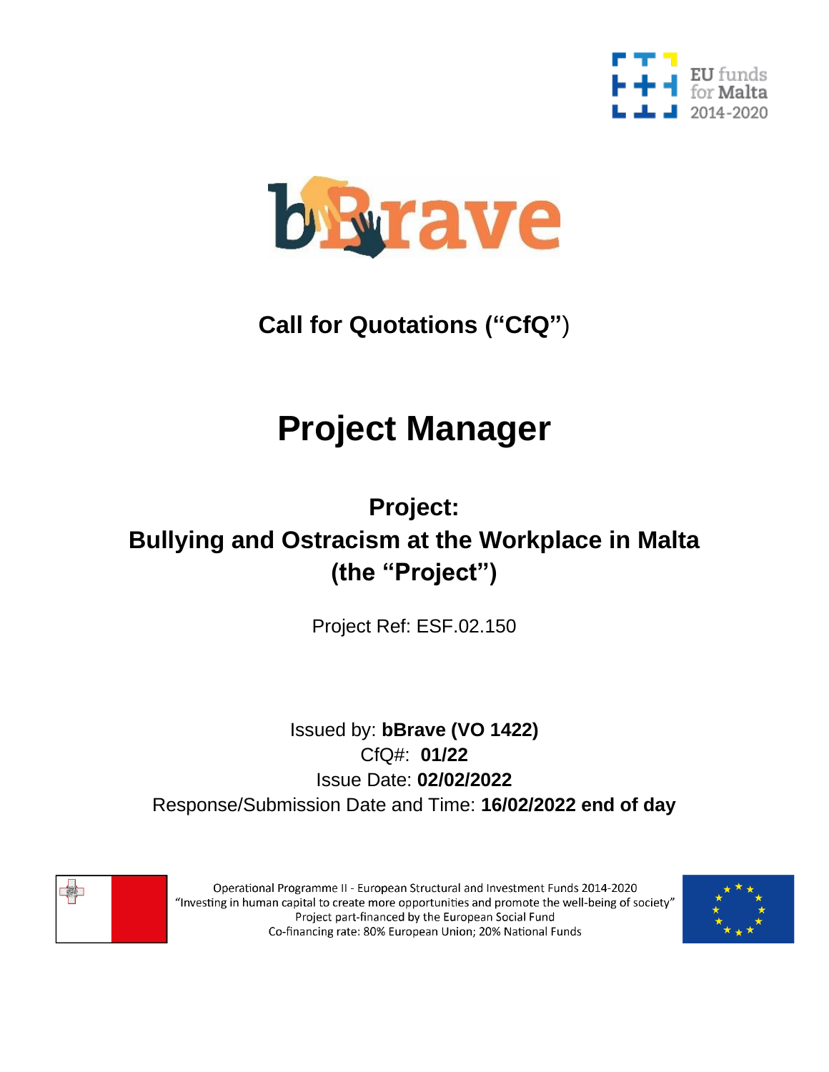EU funds for Malta 2014-2020

bBrave

**Call for Quotations (“CfQ”)**

# Project Manager

## Project:
## Bullying and Ostracism at the Workplace in Malta (the “Project”)

Project Ref: ESF.02.150

Issued by: **bBrave (VO 1422)**
CfQ#: **01/22**
Issue Date: **02/02/2022**
Response/Submission Date and Time: **16/02/2022 end of day**

Operational Programme II - European Structural and Investment Funds 2014-2020
“Investing in human capital to create more opportunities and promote the well-being of society”
Project part-financed by the European Social Fund
Co-financing rate: 80% European Union; 20% National Funds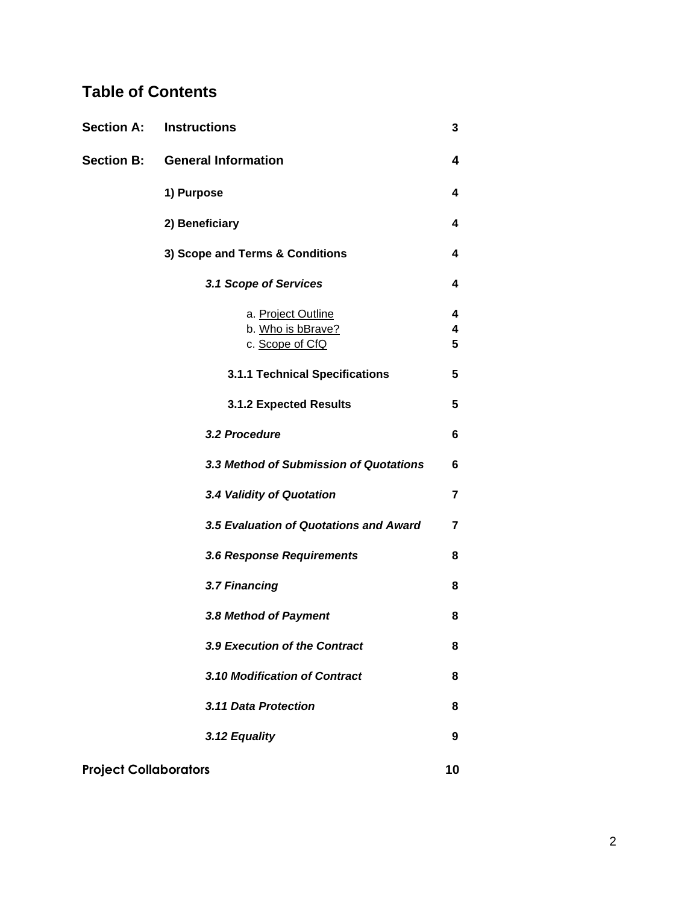## Table of Contents

| | | |
|---|---|---|
| **Section A:** | **Instructions** | **3** |
| **Section B:** | **General Information** | **4** |
| | **1) Purpose** | **4** |
| | **2) Beneficiary** | **4** |
| | **3) Scope and Terms & Conditions** | **4** |
| | ***3.1 Scope of Services*** | **4** |
| | a. Project Outline | **4** |
| | b. Who is bBrave? | **4** |
| | c. Scope of CfQ | **5** |
| | **3.1.1 Technical Specifications** | **5** |
| | **3.1.2 Expected Results** | **5** |
| | ***3.2 Procedure*** | **6** |
| | ***3.3 Method of Submission of Quotations*** | **6** |
| | ***3.4 Validity of Quotation*** | **7** |
| | ***3.5 Evaluation of Quotations and Award*** | **7** |
| | ***3.6 Response Requirements*** | **8** |
| | ***3.7 Financing*** | **8** |
| | ***3.8 Method of Payment*** | **8** |
| | ***3.9 Execution of the Contract*** | **8** |
| | ***3.10 Modification of Contract*** | **8** |
| | ***3.11 Data Protection*** | **8** |
| | ***3.12 Equality*** | **9** |
| **Project Collaborators** | | **10** |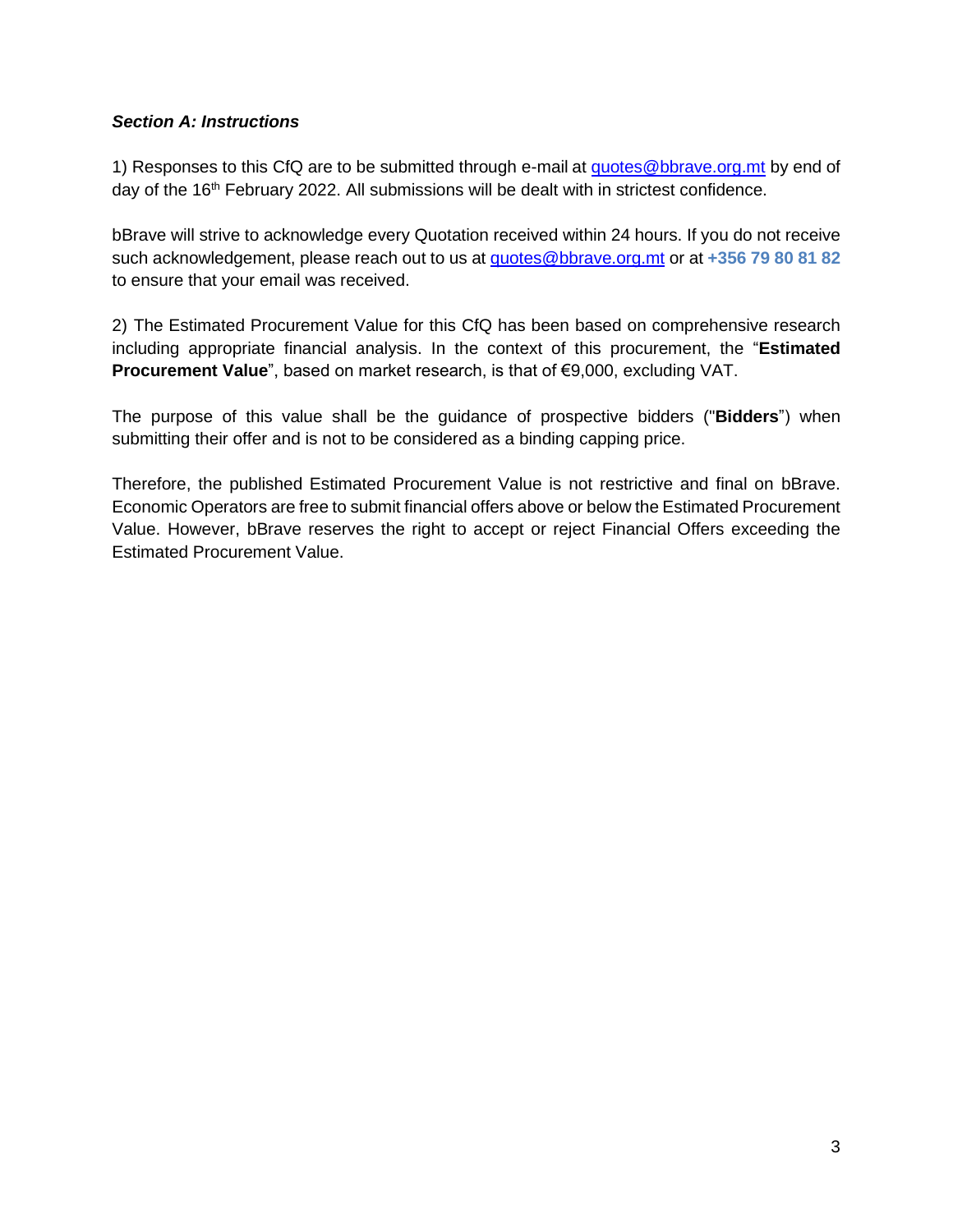***Section A: Instructions***

1) Responses to this CfQ are to be submitted through e-mail at quotes@bbrave.org.mt by end of day of the 16th February 2022. All submissions will be dealt with in strictest confidence.

bBrave will strive to acknowledge every Quotation received within 24 hours. If you do not receive such acknowledgement, please reach out to us at quotes@bbrave.org.mt or at **+356 79 80 81 82** to ensure that your email was received.

2) The Estimated Procurement Value for this CfQ has been based on comprehensive research including appropriate financial analysis. In the context of this procurement, the "**Estimated Procurement Value**", based on market research, is that of €9,000, excluding VAT.

The purpose of this value shall be the guidance of prospective bidders ("**Bidders**") when submitting their offer and is not to be considered as a binding capping price.

Therefore, the published Estimated Procurement Value is not restrictive and final on bBrave. Economic Operators are free to submit financial offers above or below the Estimated Procurement Value. However, bBrave reserves the right to accept or reject Financial Offers exceeding the Estimated Procurement Value.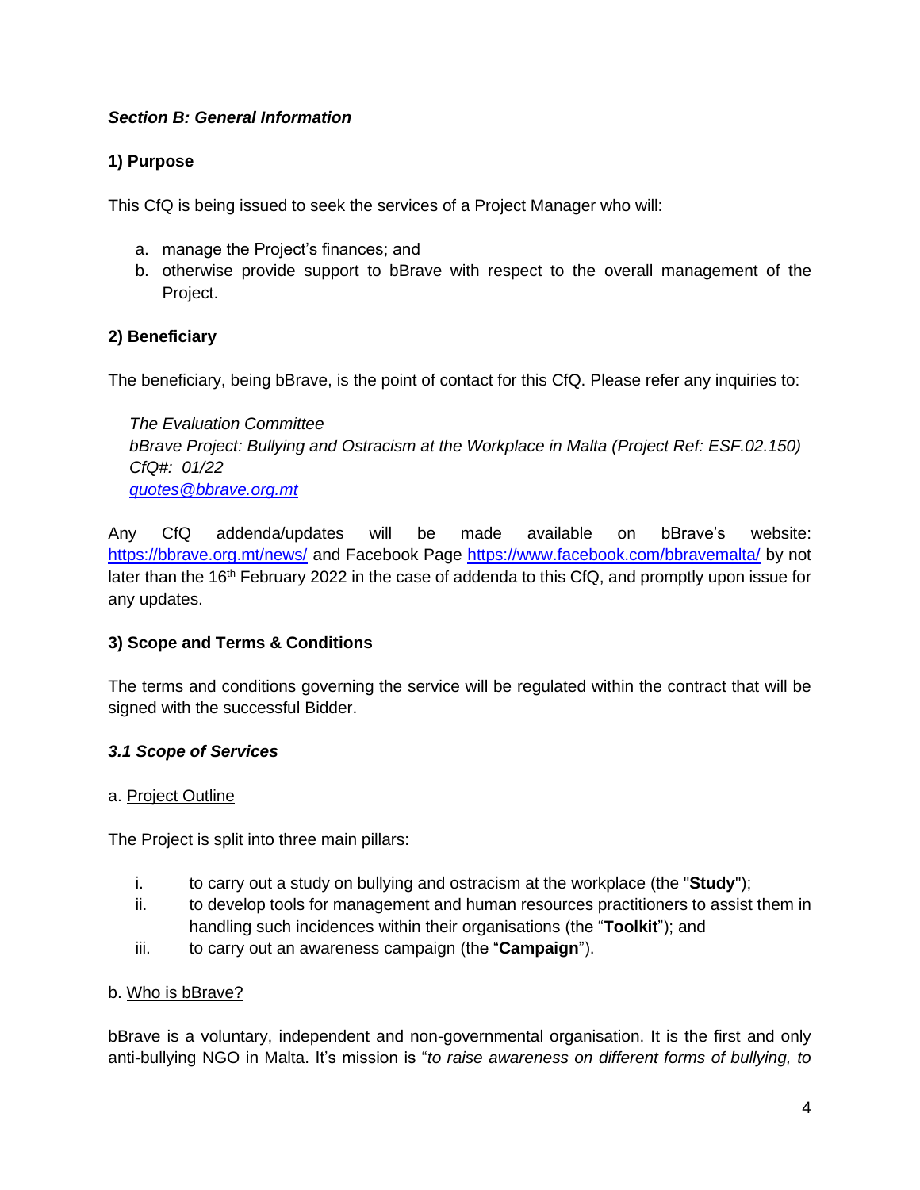## ***Section B: General Information***

### 1) Purpose

This CfQ is being issued to seek the services of a Project Manager who will:

a. manage the Project's finances; and
b. otherwise provide support to bBrave with respect to the overall management of the Project.

### 2) Beneficiary

The beneficiary, being bBrave, is the point of contact for this CfQ. Please refer any inquiries to:

> *The Evaluation Committee*
> *bBrave Project: Bullying and Ostracism at the Workplace in Malta (Project Ref: ESF.02.150)*
> *CfQ#: 01/22*
> *[quotes@bbrave.org.mt](mailto:quotes@bbrave.org.mt)*

Any CfQ addenda/updates will be made available on bBrave's website: [https://bbrave.org.mt/news/](https://bbrave.org.mt/news/) and Facebook Page [https://www.facebook.com/bbravemalta/](https://www.facebook.com/bbravemalta/) by not later than the 16th February 2022 in the case of addenda to this CfQ, and promptly upon issue for any updates.

### 3) Scope and Terms & Conditions

The terms and conditions governing the service will be regulated within the contract that will be signed with the successful Bidder.

#### ***3.1 Scope of Services***

a. Project Outline

The Project is split into three main pillars:

i. to carry out a study on bullying and ostracism at the workplace (the "**Study**");
ii. to develop tools for management and human resources practitioners to assist them in handling such incidences within their organisations (the "**Toolkit**"); and
iii. to carry out an awareness campaign (the "**Campaign**").

b. Who is bBrave?

bBrave is a voluntary, independent and non-governmental organisation. It is the first and only anti-bullying NGO in Malta. It's mission is "*to raise awareness on different forms of bullying, to*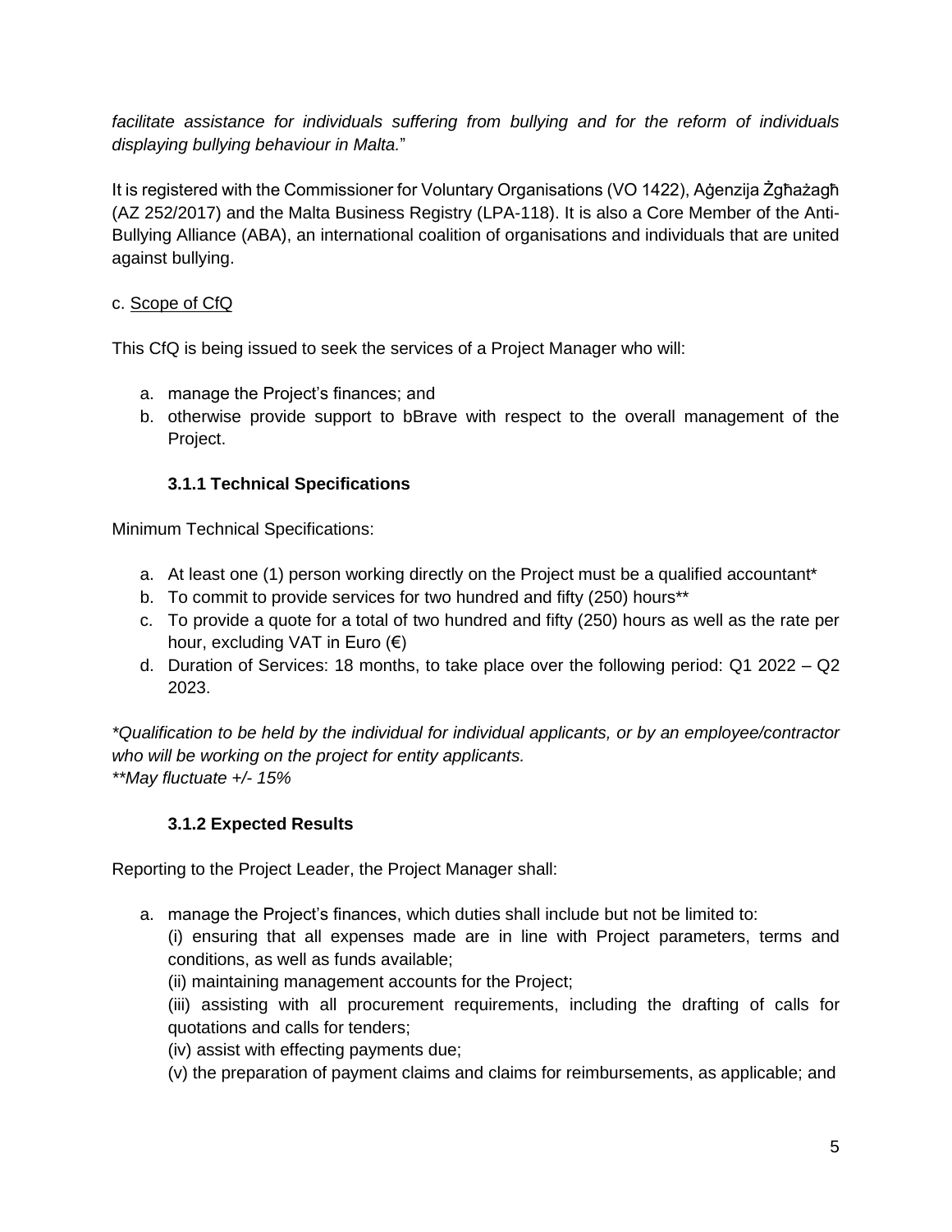*facilitate assistance for individuals suffering from bullying and for the reform of individuals displaying bullying behaviour in Malta.*"

It is registered with the Commissioner for Voluntary Organisations (VO 1422), Aġenzija Żgħażagħ (AZ 252/2017) and the Malta Business Registry (LPA-118). It is also a Core Member of the Anti-Bullying Alliance (ABA), an international coalition of organisations and individuals that are united against bullying.

c. <u>Scope of CfQ</u>

This CfQ is being issued to seek the services of a Project Manager who will:

a. manage the Project's finances; and
b. otherwise provide support to bBrave with respect to the overall management of the Project.

### 3.1.1 Technical Specifications

Minimum Technical Specifications:

a. At least one (1) person working directly on the Project must be a qualified accountant*
b. To commit to provide services for two hundred and fifty (250) hours**
c. To provide a quote for a total of two hundred and fifty (250) hours as well as the rate per hour, excluding VAT in Euro (€)
d. Duration of Services: 18 months, to take place over the following period: Q1 2022 – Q2 2023.

**Qualification to be held by the individual for individual applicants, or by an employee/contractor who will be working on the project for entity applicants.*
***May fluctuate +/- 15%*

### 3.1.2 Expected Results

Reporting to the Project Leader, the Project Manager shall:

a. manage the Project's finances, which duties shall include but not be limited to:
   (i) ensuring that all expenses made are in line with Project parameters, terms and conditions, as well as funds available;
   (ii) maintaining management accounts for the Project;
   (iii) assisting with all procurement requirements, including the drafting of calls for quotations and calls for tenders;
   (iv) assist with effecting payments due;
   (v) the preparation of payment claims and claims for reimbursements, as applicable; and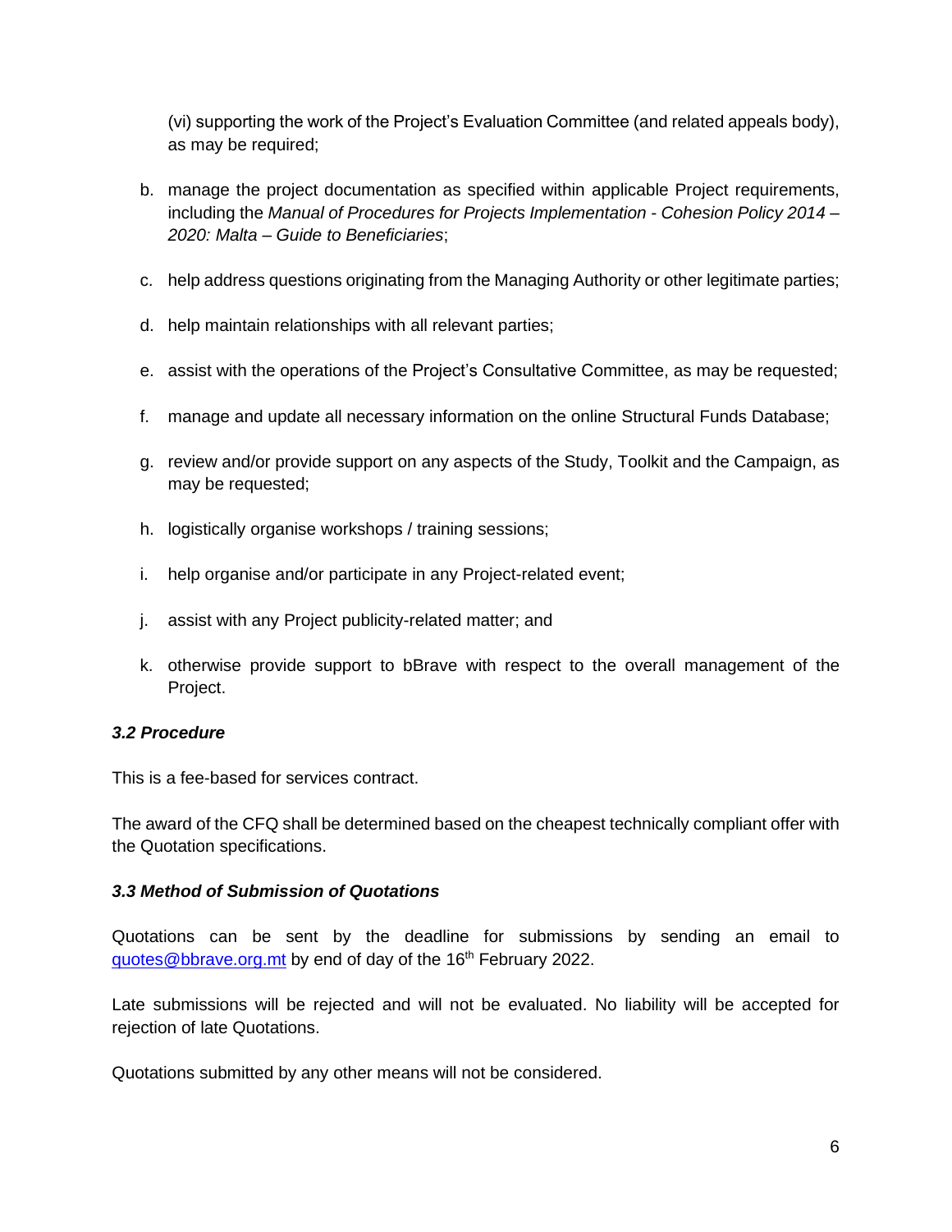(vi) supporting the work of the Project's Evaluation Committee (and related appeals body), as may be required;

b. manage the project documentation as specified within applicable Project requirements, including the *Manual of Procedures for Projects Implementation - Cohesion Policy 2014 – 2020: Malta – Guide to Beneficiaries*;

c. help address questions originating from the Managing Authority or other legitimate parties;

d. help maintain relationships with all relevant parties;

e. assist with the operations of the Project's Consultative Committee, as may be requested;

f. manage and update all necessary information on the online Structural Funds Database;

g. review and/or provide support on any aspects of the Study, Toolkit and the Campaign, as may be requested;

h. logistically organise workshops / training sessions;

i. help organise and/or participate in any Project-related event;

j. assist with any Project publicity-related matter; and

k. otherwise provide support to bBrave with respect to the overall management of the Project.

### *3.2 Procedure*

This is a fee-based for services contract.

The award of the CFQ shall be determined based on the cheapest technically compliant offer with the Quotation specifications.

### *3.3 Method of Submission of Quotations*

Quotations can be sent by the deadline for submissions by sending an email to quotes@bbrave.org.mt by end of day of the 16th February 2022.

Late submissions will be rejected and will not be evaluated. No liability will be accepted for rejection of late Quotations.

Quotations submitted by any other means will not be considered.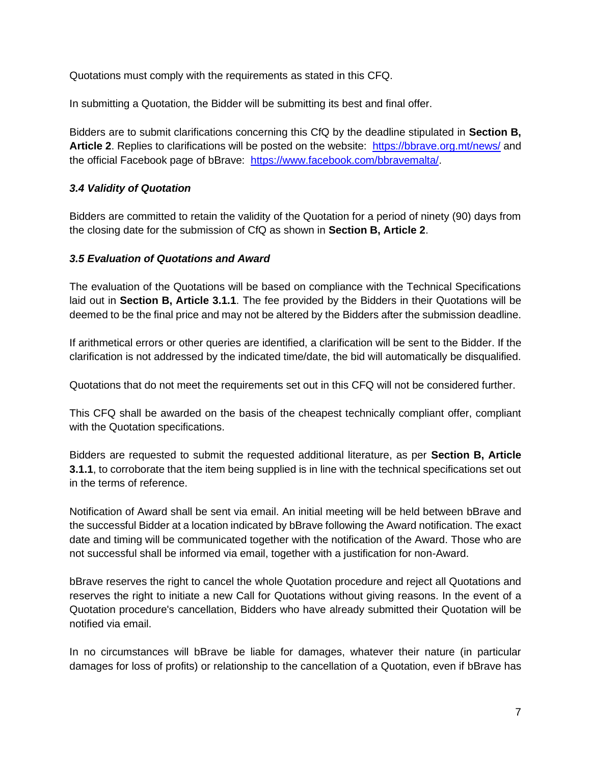Quotations must comply with the requirements as stated in this CFQ.

In submitting a Quotation, the Bidder will be submitting its best and final offer.

Bidders are to submit clarifications concerning this CfQ by the deadline stipulated in **Section B, Article 2**. Replies to clarifications will be posted on the website: [https://bbrave.org.mt/news/](https://bbrave.org.mt/news/) and the official Facebook page of bBrave: [https://www.facebook.com/bbravemalta/](https://www.facebook.com/bbravemalta/).

### *3.4 Validity of Quotation*

Bidders are committed to retain the validity of the Quotation for a period of ninety (90) days from the closing date for the submission of CfQ as shown in **Section B, Article 2**.

### *3.5 Evaluation of Quotations and Award*

The evaluation of the Quotations will be based on compliance with the Technical Specifications laid out in **Section B, Article 3.1.1**. The fee provided by the Bidders in their Quotations will be deemed to be the final price and may not be altered by the Bidders after the submission deadline.

If arithmetical errors or other queries are identified, a clarification will be sent to the Bidder. If the clarification is not addressed by the indicated time/date, the bid will automatically be disqualified.

Quotations that do not meet the requirements set out in this CFQ will not be considered further.

This CFQ shall be awarded on the basis of the cheapest technically compliant offer, compliant with the Quotation specifications.

Bidders are requested to submit the requested additional literature, as per **Section B, Article 3.1.1**, to corroborate that the item being supplied is in line with the technical specifications set out in the terms of reference.

Notification of Award shall be sent via email. An initial meeting will be held between bBrave and the successful Bidder at a location indicated by bBrave following the Award notification. The exact date and timing will be communicated together with the notification of the Award. Those who are not successful shall be informed via email, together with a justification for non-Award.

bBrave reserves the right to cancel the whole Quotation procedure and reject all Quotations and reserves the right to initiate a new Call for Quotations without giving reasons. In the event of a Quotation procedure's cancellation, Bidders who have already submitted their Quotation will be notified via email.

In no circumstances will bBrave be liable for damages, whatever their nature (in particular damages for loss of profits) or relationship to the cancellation of a Quotation, even if bBrave has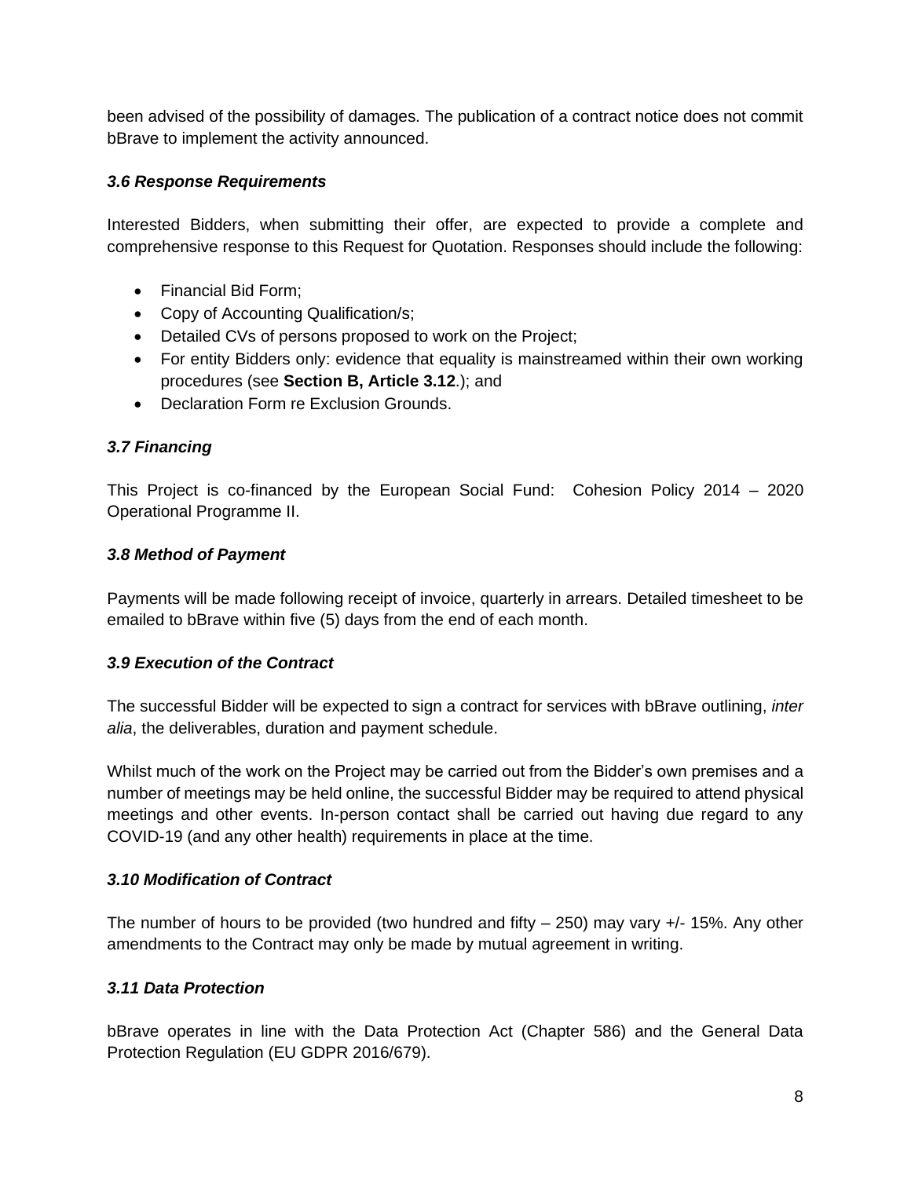been advised of the possibility of damages. The publication of a contract notice does not commit bBrave to implement the activity announced.

### *3.6 Response Requirements*

Interested Bidders, when submitting their offer, are expected to provide a complete and comprehensive response to this Request for Quotation. Responses should include the following:

- Financial Bid Form;
- Copy of Accounting Qualification/s;
- Detailed CVs of persons proposed to work on the Project;
- For entity Bidders only: evidence that equality is mainstreamed within their own working procedures (see **Section B, Article 3.12**.); and
- Declaration Form re Exclusion Grounds.

### *3.7 Financing*

This Project is co-financed by the European Social Fund: Cohesion Policy 2014 – 2020 Operational Programme II.

### *3.8 Method of Payment*

Payments will be made following receipt of invoice, quarterly in arrears. Detailed timesheet to be emailed to bBrave within five (5) days from the end of each month.

### *3.9 Execution of the Contract*

The successful Bidder will be expected to sign a contract for services with bBrave outlining, *inter alia*, the deliverables, duration and payment schedule.

Whilst much of the work on the Project may be carried out from the Bidder's own premises and a number of meetings may be held online, the successful Bidder may be required to attend physical meetings and other events. In-person contact shall be carried out having due regard to any COVID-19 (and any other health) requirements in place at the time.

### *3.10 Modification of Contract*

The number of hours to be provided (two hundred and fifty – 250) may vary +/- 15%. Any other amendments to the Contract may only be made by mutual agreement in writing.

### *3.11 Data Protection*

bBrave operates in line with the Data Protection Act (Chapter 586) and the General Data Protection Regulation (EU GDPR 2016/679).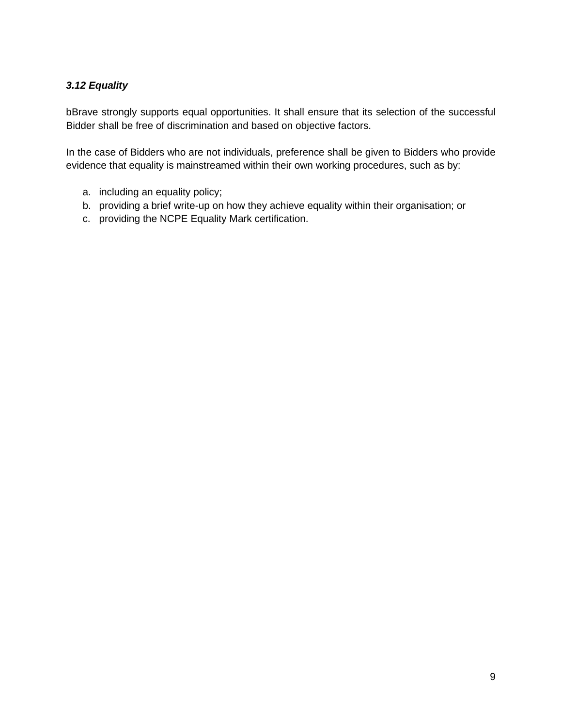### *3.12 Equality*

bBrave strongly supports equal opportunities. It shall ensure that its selection of the successful Bidder shall be free of discrimination and based on objective factors.

In the case of Bidders who are not individuals, preference shall be given to Bidders who provide evidence that equality is mainstreamed within their own working procedures, such as by:

a. including an equality policy;
b. providing a brief write-up on how they achieve equality within their organisation; or
c. providing the NCPE Equality Mark certification.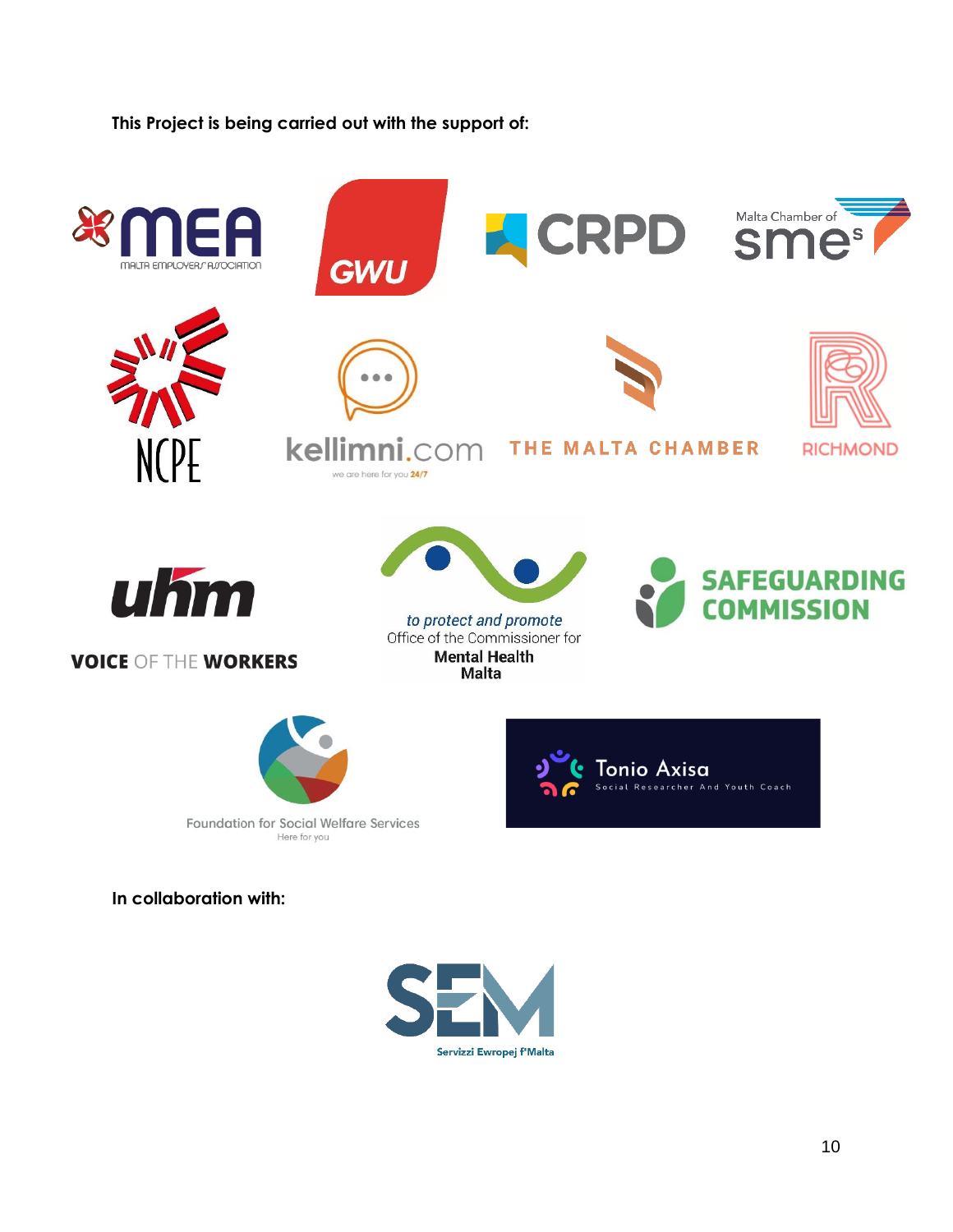**This Project is being carried out with the support of:**

MEA MALTA EMPLOYERS' ASSOCIATION

GWU

CRPD

Malta Chamber of smes

NCPE

kellimni.com we are here for you 24/7

THE MALTA CHAMBER

RICHMOND

uhm VOICE OF THE WORKERS

to protect and promote Office of the Commissioner for Mental Health Malta

SAFEGUARDING COMMISSION

Foundation for Social Welfare Services Here for you

Tonio Axisa Social Researcher And Youth Coach

**In collaboration with:**

SEM Servizzi Ewropej f'Malta